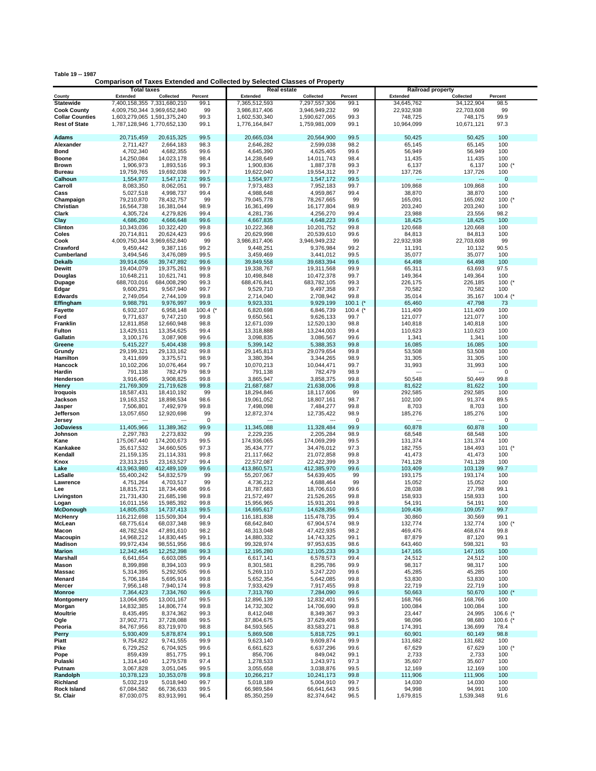**Table 19 -- 1987**

**Comparison of Taxes Extended and Collected by Selected Classes of Property**

| County | Total taxes Extended | Total taxes Collected | Total taxes Percent | Real estate Extended | Real estate Collected | Real estate Percent | Railroad property Extended | Railroad property Collected | Railroad property Percent |
|---|---|---|---|---|---|---|---|---|---|
| **Statewide** | 7,400,158,355 | 7,331,680,210 | 99.1 | 7,365,512,593 | 7,297,557,306 | 99.1 | 34,645,762 | 34,122,904 | 98.5 |
| **Cook County** | 4,009,750,344 | 3,969,652,840 | 99 | 3,986,817,406 | 3,946,949,232 | 99 | 22,932,938 | 22,703,608 | 99 |
| **Collar Counties** | 1,603,279,065 | 1,591,375,240 | 99.3 | 1,602,530,340 | 1,590,627,065 | 99.3 | 748,725 | 748,175 | 99.9 |
| **Rest of State** | 1,787,128,946 | 1,770,652,130 | 99.1 | 1,776,164,847 | 1,759,981,009 | 99.1 | 10,964,099 | 10,671,121 | 97.3 |
| | | | | | | | | | |
| **Adams** | 20,715,459 | 20,615,325 | 99.5 | 20,665,034 | 20,564,900 | 99.5 | 50,425 | 50,425 | 100 |
| **Alexander** | 2,711,427 | 2,664,183 | 98.3 | 2,646,282 | 2,599,038 | 98.2 | 65,145 | 65,145 | 100 |
| **Bond** | 4,702,340 | 4,682,355 | 99.6 | 4,645,390 | 4,625,405 | 99.6 | 56,949 | 56,949 | 100 |
| **Boone** | 14,250,084 | 14,023,178 | 98.4 | 14,238,649 | 14,011,743 | 98.4 | 11,435 | 11,435 | 100 |
| **Brown** | 1,906,973 | 1,893,516 | 99.3 | 1,900,836 | 1,887,378 | 99.3 | 6,137 | 6,137 | 100 (* |
| **Bureau** | 19,759,765 | 19,692,038 | 99.7 | 19,622,040 | 19,554,312 | 99.7 | 137,726 | 137,726 | 100 |
| **Calhoun** | 1,554,977 | 1,547,172 | 99.5 | 1,554,977 | 1,547,172 | 99.5 | --- | --- | 0 |
| **Carroll** | 8,083,350 | 8,062,051 | 99.7 | 7,973,483 | 7,952,183 | 99.7 | 109,868 | 109,868 | 100 |
| **Cass** | 5,027,518 | 4,998,737 | 99.4 | 4,988,648 | 4,959,867 | 99.4 | 38,870 | 38,870 | 100 |
| **Champaign** | 79,210,870 | 78,432,757 | 99 | 79,045,778 | 78,267,665 | 99 | 165,091 | 165,092 | 100 (* |
| **Christian** | 16,564,738 | 16,381,044 | 98.9 | 16,361,499 | 16,177,804 | 98.9 | 203,240 | 203,240 | 100 |
| **Clark** | 4,305,724 | 4,279,826 | 99.4 | 4,281,736 | 4,256,270 | 99.4 | 23,988 | 23,556 | 98.2 |
| **Clay** | 4,686,260 | 4,666,648 | 99.6 | 4,667,835 | 4,648,223 | 99.6 | 18,425 | 18,425 | 100 |
| **Clinton** | 10,343,036 | 10,322,420 | 99.8 | 10,222,368 | 10,201,752 | 99.8 | 120,668 | 120,668 | 100 |
| **Coles** | 20,714,811 | 20,624,423 | 99.6 | 20,629,998 | 20,539,610 | 99.6 | 84,813 | 84,813 | 100 |
| **Cook** | 4,009,750,344 | 3,969,652,840 | 99 | 3,986,817,406 | 3,946,949,232 | 99 | 22,932,938 | 22,703,608 | 99 |
| **Crawford** | 9,459,442 | 9,387,116 | 99.2 | 9,448,251 | 9,376,984 | 99.2 | 11,191 | 10,132 | 90.5 |
| **Cumberland** | 3,494,546 | 3,476,089 | 99.5 | 3,459,469 | 3,441,012 | 99.5 | 35,077 | 35,077 | 100 |
| **Dekalb** | 39,914,056 | 39,747,892 | 99.6 | 39,849,558 | 39,683,394 | 99.6 | 64,498 | 64,498 | 100 |
| **Dewitt** | 19,404,079 | 19,375,261 | 99.9 | 19,338,767 | 19,311,568 | 99.9 | 65,311 | 63,693 | 97.5 |
| **Douglas** | 10,648,211 | 10,621,741 | 99.8 | 10,498,848 | 10,472,378 | 99.7 | 149,364 | 149,364 | 100 |
| **Dupage** | 688,703,016 | 684,008,290 | 99.3 | 688,476,841 | 683,782,105 | 99.3 | 226,175 | 226,185 | 100 (* |
| **Edgar** | 9,600,291 | 9,567,940 | 99.7 | 9,529,710 | 9,497,358 | 99.7 | 70,582 | 70,582 | 100 |
| **Edwards** | 2,749,054 | 2,744,109 | 99.8 | 2,714,040 | 2,708,942 | 99.8 | 35,014 | 35,167 | 100.4 (* |
| **Effingham** | 9,988,791 | 9,976,997 | 99.9 | 9,923,331 | 9,929,199 | 100.1 (* | 65,460 | 47,798 | 73 |
| **Fayette** | 6,932,107 | 6,958,148 | 100.4 (* | 6,820,698 | 6,846,739 | 100.4 (* | 111,409 | 111,409 | 100 |
| **Ford** | 9,771,637 | 9,747,210 | 99.8 | 9,650,561 | 9,626,133 | 99.7 | 121,077 | 121,077 | 100 |
| **Franklin** | 12,811,858 | 12,660,948 | 98.8 | 12,671,039 | 12,520,130 | 98.8 | 140,818 | 140,818 | 100 |
| **Fulton** | 13,429,511 | 13,354,625 | 99.4 | 13,318,888 | 13,244,003 | 99.4 | 110,623 | 110,623 | 100 |
| **Gallatin** | 3,100,176 | 3,087,908 | 99.6 | 3,098,835 | 3,086,567 | 99.6 | 1,341 | 1,341 | 100 |
| **Greene** | 5,415,227 | 5,404,438 | 99.8 | 5,399,142 | 5,388,353 | 99.8 | 16,085 | 16,085 | 100 |
| **Grundy** | 29,199,321 | 29,133,162 | 99.8 | 29,145,813 | 29,079,654 | 99.8 | 53,508 | 53,508 | 100 |
| **Hamilton** | 3,411,699 | 3,375,571 | 98.9 | 3,380,394 | 3,344,265 | 98.9 | 31,305 | 31,305 | 100 |
| **Hancock** | 10,102,206 | 10,076,464 | 99.7 | 10,070,213 | 10,044,471 | 99.7 | 31,993 | 31,993 | 100 |
| **Hardin** | 791,138 | 782,479 | 98.9 | 791,138 | 782,479 | 98.9 | --- | --- | 0 |
| **Henderson** | 3,916,495 | 3,908,825 | 99.8 | 3,865,947 | 3,858,375 | 99.8 | 50,548 | 50,449 | 99.8 |
| **Henry** | 21,769,309 | 21,719,628 | 99.8 | 21,687,687 | 21,638,006 | 99.8 | 81,622 | 81,622 | 100 |
| **Iroquois** | 18,587,431 | 18,410,192 | 99 | 18,294,846 | 18,117,606 | 99 | 292,585 | 292,585 | 100 |
| **Jackson** | 19,163,152 | 18,898,534 | 98.6 | 19,061,052 | 18,807,161 | 98.7 | 102,100 | 91,374 | 89.5 |
| **Jasper** | 7,506,801 | 7,492,979 | 99.8 | 7,498,098 | 7,484,277 | 99.8 | 8,703 | 8,703 | 100 |
| **Jefferson** | 13,057,650 | 12,920,698 | 99 | 12,872,374 | 12,735,422 | 98.9 | 185,276 | 185,276 | 100 |
| **Jersey** | --- | --- | 0 | --- | --- | 0 | --- | --- | 0 |
| **JoDaviess** | 11,405,966 | 11,389,362 | 99.9 | 11,345,088 | 11,328,484 | 99.9 | 60,878 | 60,878 | 100 |
| **Johnson** | 2,297,783 | 2,273,832 | 99 | 2,229,235 | 2,205,284 | 98.9 | 68,548 | 68,548 | 100 |
| **Kane** | 175,067,440 | 174,200,673 | 99.5 | 174,936,065 | 174,069,299 | 99.5 | 131,374 | 131,374 | 100 |
| **Kankakee** | 35,617,532 | 34,660,505 | 97.3 | 35,434,777 | 34,476,012 | 97.3 | 182,755 | 184,493 | 101 (* |
| **Kendall** | 21,159,135 | 21,114,331 | 99.8 | 21,117,662 | 21,072,858 | 99.8 | 41,473 | 41,473 | 100 |
| **Knox** | 23,313,215 | 23,163,527 | 99.4 | 22,572,087 | 22,422,399 | 99.3 | 741,128 | 741,128 | 100 |
| **Lake** | 413,963,980 | 412,489,109 | 99.6 | 413,860,571 | 412,385,970 | 99.6 | 103,409 | 103,139 | 99.7 |
| **LaSalle** | 55,400,242 | 54,832,579 | 99 | 55,207,067 | 54,639,405 | 99 | 193,175 | 193,174 | 100 |
| **Lawrence** | 4,751,264 | 4,703,517 | 99 | 4,736,212 | 4,688,464 | 99 | 15,052 | 15,052 | 100 |
| **Lee** | 18,815,721 | 18,734,408 | 99.6 | 18,787,683 | 18,706,610 | 99.6 | 28,038 | 27,798 | 99.1 |
| **Livingston** | 21,731,430 | 21,685,198 | 99.8 | 21,572,497 | 21,526,265 | 99.8 | 158,933 | 158,933 | 100 |
| **Logan** | 16,011,156 | 15,985,392 | 99.8 | 15,956,965 | 15,931,201 | 99.8 | 54,191 | 54,191 | 100 |
| **McDonough** | 14,805,053 | 14,737,413 | 99.5 | 14,695,617 | 14,628,356 | 99.5 | 109,436 | 109,057 | 99.7 |
| **McHenry** | 116,212,698 | 115,509,304 | 99.4 | 116,181,838 | 115,478,735 | 99.4 | 30,860 | 30,569 | 99.1 |
| **McLean** | 68,775,614 | 68,037,348 | 98.9 | 68,642,840 | 67,904,574 | 98.9 | 132,774 | 132,774 | 100 (* |
| **Macon** | 48,782,524 | 47,891,610 | 98.2 | 48,313,048 | 47,422,935 | 98.2 | 469,476 | 468,674 | 99.8 |
| **Macoupin** | 14,968,212 | 14,830,445 | 99.1 | 14,880,332 | 14,743,325 | 99.1 | 87,879 | 87,120 | 99.1 |
| **Madison** | 99,972,434 | 98,551,956 | 98.6 | 99,328,974 | 97,953,635 | 98.6 | 643,460 | 598,321 | 93 |
| **Marion** | 12,342,445 | 12,252,398 | 99.3 | 12,195,280 | 12,105,233 | 99.3 | 147,165 | 147,165 | 100 |
| **Marshall** | 6,641,654 | 6,603,085 | 99.4 | 6,617,141 | 6,578,573 | 99.4 | 24,512 | 24,512 | 100 |
| **Mason** | 8,399,898 | 8,394,103 | 99.9 | 8,301,581 | 8,295,786 | 99.9 | 98,317 | 98,317 | 100 |
| **Massac** | 5,314,395 | 5,292,505 | 99.6 | 5,269,110 | 5,247,220 | 99.6 | 45,285 | 45,285 | 100 |
| **Menard** | 5,706,184 | 5,695,914 | 99.8 | 5,652,354 | 5,642,085 | 99.8 | 53,830 | 53,830 | 100 |
| **Mercer** | 7,956,148 | 7,940,174 | 99.8 | 7,933,429 | 7,917,455 | 99.8 | 22,719 | 22,719 | 100 |
| **Monroe** | 7,364,423 | 7,334,760 | 99.6 | 7,313,760 | 7,284,090 | 99.6 | 50,663 | 50,670 | 100 (* |
| **Montgomery** | 13,064,905 | 13,001,167 | 99.5 | 12,896,139 | 12,832,401 | 99.5 | 168,766 | 168,766 | 100 |
| **Morgan** | 14,832,385 | 14,806,774 | 99.8 | 14,732,302 | 14,706,690 | 99.8 | 100,084 | 100,084 | 100 |
| **Moultrie** | 8,435,495 | 8,374,362 | 99.3 | 8,412,048 | 8,349,367 | 99.3 | 23,447 | 24,995 | 106.6 (* |
| **Ogle** | 37,902,771 | 37,728,088 | 99.5 | 37,804,675 | 37,629,408 | 99.5 | 98,096 | 98,680 | 100.6 (* |
| **Peoria** | 84,767,956 | 83,719,970 | 98.8 | 84,593,565 | 83,583,271 | 98.8 | 174,391 | 136,699 | 78.4 |
| **Perry** | 5,930,409 | 5,878,874 | 99.1 | 5,869,508 | 5,818,725 | 99.1 | 60,901 | 60,149 | 98.8 |
| **Piatt** | 9,754,822 | 9,741,555 | 99.9 | 9,623,140 | 9,609,874 | 99.9 | 131,682 | 131,682 | 100 |
| **Pike** | 6,729,252 | 6,704,925 | 99.6 | 6,661,623 | 6,637,296 | 99.6 | 67,629 | 67,629 | 100 (* |
| **Pope** | 859,439 | 851,775 | 99.1 | 856,706 | 849,042 | 99.1 | 2,733 | 2,733 | 100 |
| **Pulaski** | 1,314,140 | 1,279,578 | 97.4 | 1,278,533 | 1,243,971 | 97.3 | 35,607 | 35,607 | 100 |
| **Putnam** | 3,067,828 | 3,051,045 | 99.5 | 3,055,658 | 3,038,876 | 99.5 | 12,169 | 12,169 | 100 |
| **Randolph** | 10,378,123 | 10,353,078 | 99.8 | 10,266,217 | 10,241,173 | 99.8 | 111,906 | 111,906 | 100 |
| **Richland** | 5,032,219 | 5,018,940 | 99.7 | 5,018,189 | 5,004,910 | 99.7 | 14,030 | 14,030 | 100 |
| **Rock Island** | 67,084,582 | 66,736,633 | 99.5 | 66,989,584 | 66,641,643 | 99.5 | 94,998 | 94,991 | 100 |
| **St. Clair** | 87,030,075 | 83,913,991 | 96.4 | 85,350,259 | 82,374,642 | 96.5 | 1,679,815 | 1,539,348 | 91.6 |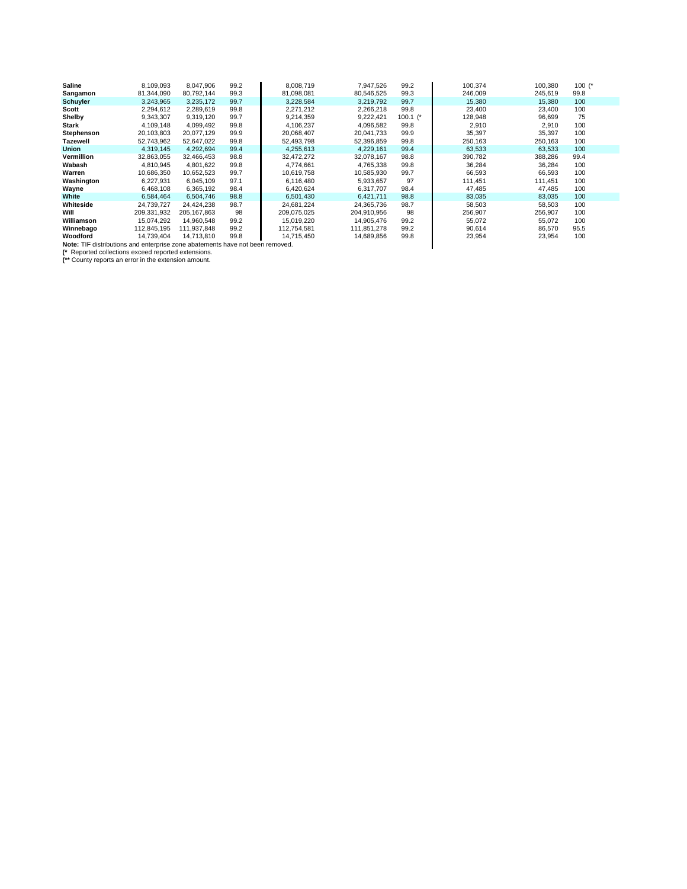| | | | | | | | | | |
|---|---|---|---|---|---|---|---|---|---|
| **Saline** | 8,109,093 | 8,047,906 | 99.2 | 8,008,719 | 7,947,526 | 99.2 | 100,374 | 100,380 | 100 (* |
| **Sangamon** | 81,344,090 | 80,792,144 | 99.3 | 81,098,081 | 80,546,525 | 99.3 | 246,009 | 245,619 | 99.8 |
| **Schuyler** | 3,243,965 | 3,235,172 | 99.7 | 3,228,584 | 3,219,792 | 99.7 | 15,380 | 15,380 | 100 |
| **Scott** | 2,294,612 | 2,289,619 | 99.8 | 2,271,212 | 2,266,218 | 99.8 | 23,400 | 23,400 | 100 |
| **Shelby** | 9,343,307 | 9,319,120 | 99.7 | 9,214,359 | 9,222,421 | 100.1 (* | 128,948 | 96,699 | 75 |
| **Stark** | 4,109,148 | 4,099,492 | 99.8 | 4,106,237 | 4,096,582 | 99.8 | 2,910 | 2,910 | 100 |
| **Stephenson** | 20,103,803 | 20,077,129 | 99.9 | 20,068,407 | 20,041,733 | 99.9 | 35,397 | 35,397 | 100 |
| **Tazewell** | 52,743,962 | 52,647,022 | 99.8 | 52,493,798 | 52,396,859 | 99.8 | 250,163 | 250,163 | 100 |
| **Union** | 4,319,145 | 4,292,694 | 99.4 | 4,255,613 | 4,229,161 | 99.4 | 63,533 | 63,533 | 100 |
| **Vermillion** | 32,863,055 | 32,466,453 | 98.8 | 32,472,272 | 32,078,167 | 98.8 | 390,782 | 388,286 | 99.4 |
| **Wabash** | 4,810,945 | 4,801,622 | 99.8 | 4,774,661 | 4,765,338 | 99.8 | 36,284 | 36,284 | 100 |
| **Warren** | 10,686,350 | 10,652,523 | 99.7 | 10,619,758 | 10,585,930 | 99.7 | 66,593 | 66,593 | 100 |
| **Washington** | 6,227,931 | 6,045,109 | 97.1 | 6,116,480 | 5,933,657 | 97 | 111,451 | 111,451 | 100 |
| **Wayne** | 6,468,108 | 6,365,192 | 98.4 | 6,420,624 | 6,317,707 | 98.4 | 47,485 | 47,485 | 100 |
| **White** | 6,584,464 | 6,504,746 | 98.8 | 6,501,430 | 6,421,711 | 98.8 | 83,035 | 83,035 | 100 |
| **Whiteside** | 24,739,727 | 24,424,238 | 98.7 | 24,681,224 | 24,365,736 | 98.7 | 58,503 | 58,503 | 100 |
| **Will** | 209,331,932 | 205,167,863 | 98 | 209,075,025 | 204,910,956 | 98 | 256,907 | 256,907 | 100 |
| **Williamson** | 15,074,292 | 14,960,548 | 99.2 | 15,019,220 | 14,905,476 | 99.2 | 55,072 | 55,072 | 100 |
| **Winnebago** | 112,845,195 | 111,937,848 | 99.2 | 112,754,581 | 111,851,278 | 99.2 | 90,614 | 86,570 | 95.5 |
| **Woodford** | 14,739,404 | 14,713,810 | 99.8 | 14,715,450 | 14,689,856 | 99.8 | 23,954 | 23,954 | 100 |

**Note:** TIF distributions and enterprise zone abatements have not been removed.

**(*** Reported collections exceed reported extensions.

**(**** County reports an error in the extension amount.